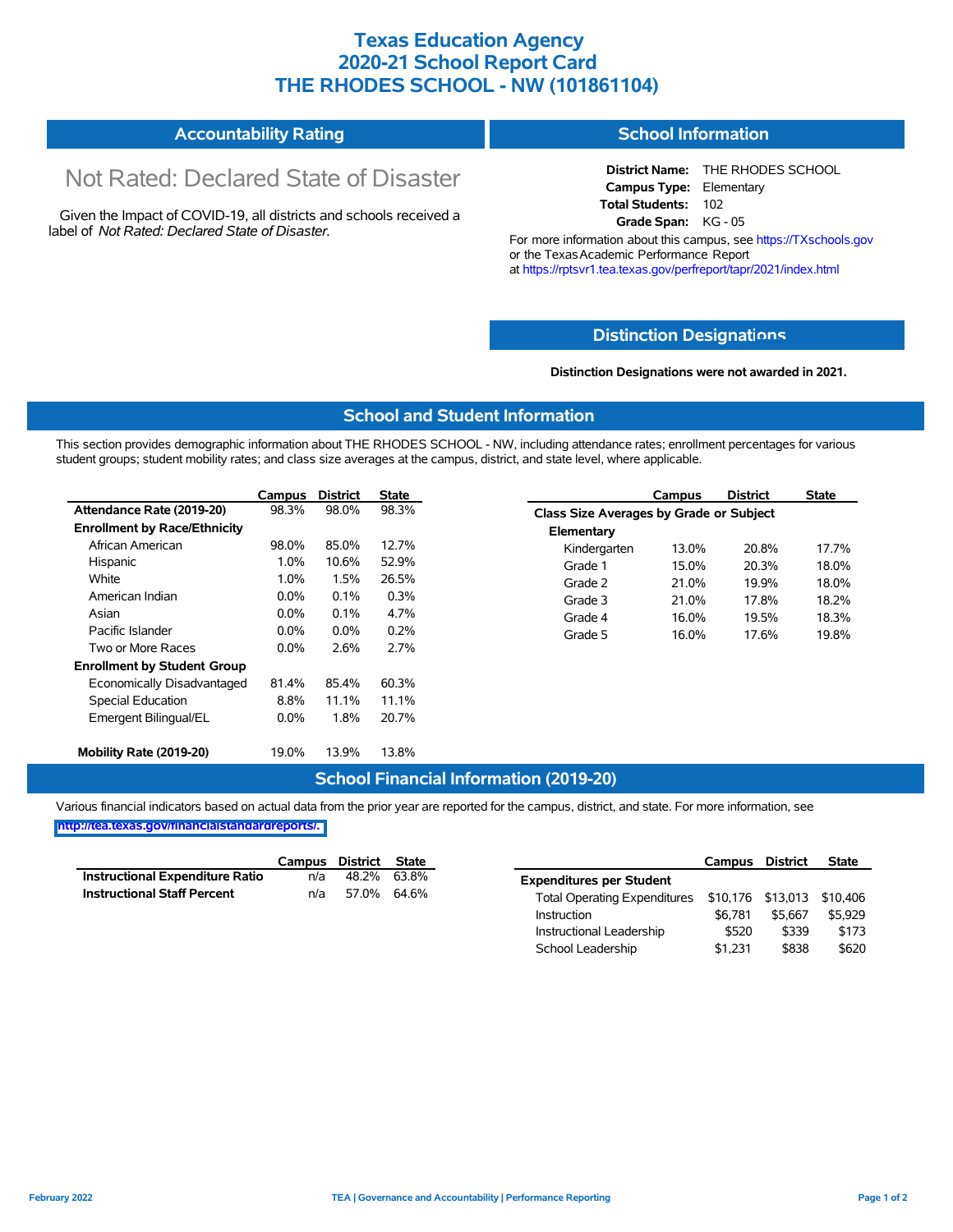# Texas Education Agency
# 2020-21 School Report Card
# THE RHODES SCHOOL - NW (101861104)

## Accountability Rating

Not Rated: Declared State of Disaster

Given the Impact of COVID-19, all districts and schools received a label of *Not Rated: Declared State of Disaster*.

## School Information

**District Name:** THE RHODES SCHOOL
**Campus Type:** Elementary
**Total Students:** 102
**Grade Span:** KG - 05

For more information about this campus, see https://TXschools.gov or the Texas Academic Performance Report at https://rptsvr1.tea.texas.gov/perfreport/tapr/2021/index.html

## Distinction Designations

**Distinction Designations were not awarded in 2021.**

## School and Student Information

This section provides demographic information about THE RHODES SCHOOL - NW, including attendance rates; enrollment percentages for various student groups; student mobility rates; and class size averages at the campus, district, and state level, where applicable.

| | Campus | District | State |
|---|---|---|---|
| **Attendance Rate (2019-20)** | 98.3% | 98.0% | 98.3% |
| **Enrollment by Race/Ethnicity** | | | |
| African American | 98.0% | 85.0% | 12.7% |
| Hispanic | 1.0% | 10.6% | 52.9% |
| White | 1.0% | 1.5% | 26.5% |
| American Indian | 0.0% | 0.1% | 0.3% |
| Asian | 0.0% | 0.1% | 4.7% |
| Pacific Islander | 0.0% | 0.0% | 0.2% |
| Two or More Races | 0.0% | 2.6% | 2.7% |
| **Enrollment by Student Group** | | | |
| Economically Disadvantaged | 81.4% | 85.4% | 60.3% |
| Special Education | 8.8% | 11.1% | 11.1% |
| Emergent Bilingual/EL | 0.0% | 1.8% | 20.7% |
| **Mobility Rate (2019-20)** | 19.0% | 13.9% | 13.8% |

| | Campus | District | State |
|---|---|---|---|
| **Class Size Averages by Grade or Subject** | | | |
| **Elementary** | | | |
| Kindergarten | 13.0% | 20.8% | 17.7% |
| Grade 1 | 15.0% | 20.3% | 18.0% |
| Grade 2 | 21.0% | 19.9% | 18.0% |
| Grade 3 | 21.0% | 17.8% | 18.2% |
| Grade 4 | 16.0% | 19.5% | 18.3% |
| Grade 5 | 16.0% | 17.6% | 19.8% |

## School Financial Information (2019-20)

Various financial indicators based on actual data from the prior year are reported for the campus, district, and state. For more information, see http://tea.texas.gov/financialstandardreports/.

| | Campus | District | State |
|---|---|---|---|
| **Instructional Expenditure Ratio** | n/a | 48.2% | 63.8% |
| **Instructional Staff Percent** | n/a | 57.0% | 64.6% |

| | Campus | District | State |
|---|---|---|---|
| **Expenditures per Student** | | | |
| Total Operating Expenditures | $10,176 | $13,013 | $10,406 |
| Instruction | $6,781 | $5,667 | $5,929 |
| Instructional Leadership | $520 | $339 | $173 |
| School Leadership | $1,231 | $838 | $620 |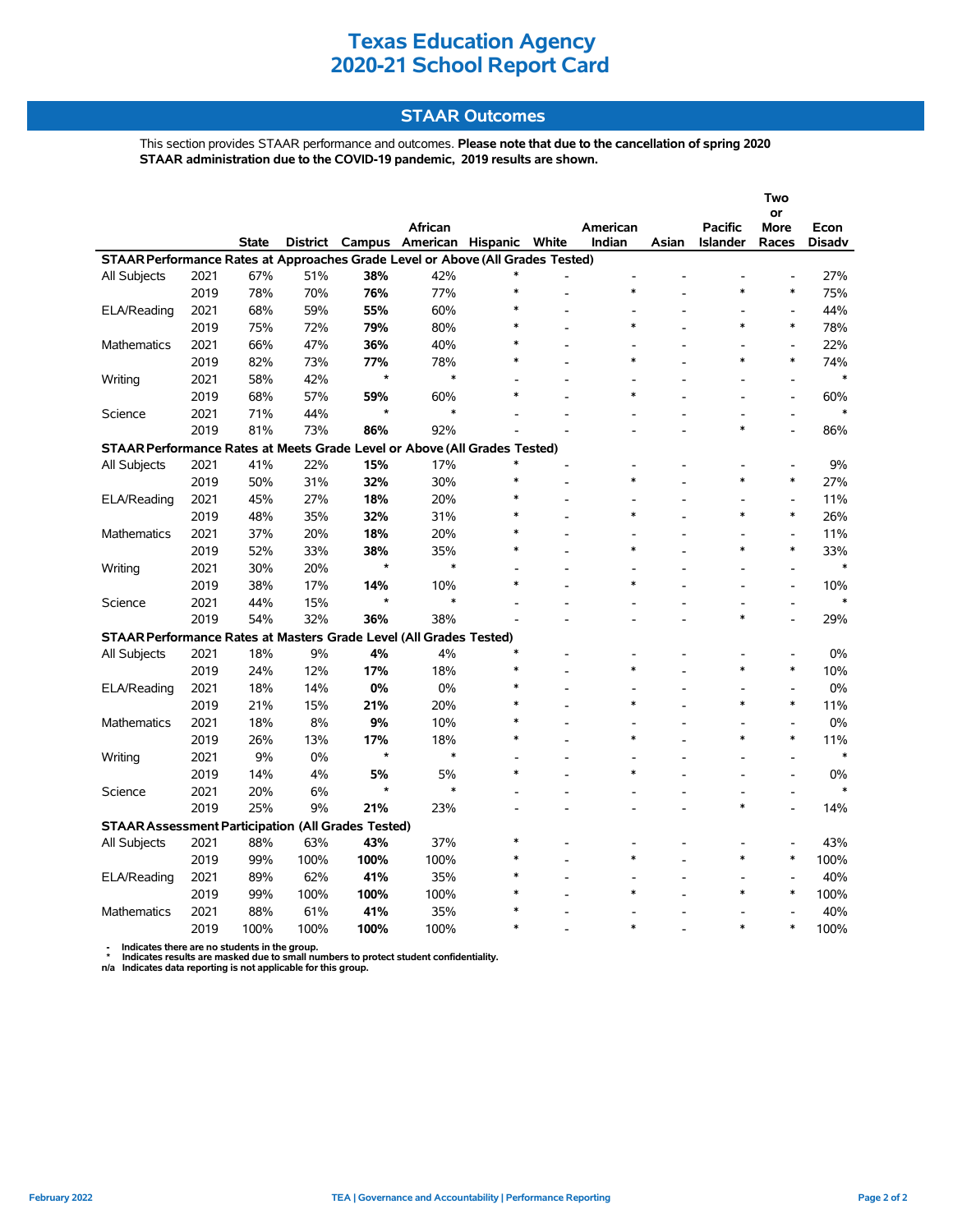# Texas Education Agency
# 2020-21 School Report Card

## STAAR Outcomes

This section provides STAAR performance and outcomes. **Please note that due to the cancellation of spring 2020 STAAR administration due to the COVID-19 pandemic, 2019 results are shown.**

| | | State | District | Campus | African American | Hispanic | White | American Indian | Asian | Pacific Islander | Two or More Races | Econ Disadv |
|---|---|---|---|---|---|---|---|---|---|---|---|---|
| **STAAR Performance Rates at Approaches Grade Level or Above (All Grades Tested)** | | | | | | | | | | | | |
| All Subjects | 2021 | 67% | 51% | **38%** | 42% | * | - | - | - | - | - | 27% |
| | 2019 | 78% | 70% | **76%** | 77% | * | - | * | - | * | * | 75% |
| ELA/Reading | 2021 | 68% | 59% | **55%** | 60% | * | - | - | - | - | - | 44% |
| | 2019 | 75% | 72% | **79%** | 80% | * | - | * | - | * | * | 78% |
| Mathematics | 2021 | 66% | 47% | **36%** | 40% | * | - | - | - | - | - | 22% |
| | 2019 | 82% | 73% | **77%** | 78% | * | - | * | - | * | * | 74% |
| Writing | 2021 | 58% | 42% | * | * | - | - | - | - | - | - | * |
| | 2019 | 68% | 57% | **59%** | 60% | * | - | * | - | - | - | 60% |
| Science | 2021 | 71% | 44% | * | * | - | - | - | - | - | - | * |
| | 2019 | 81% | 73% | **86%** | 92% | - | - | - | - | * | - | 86% |
| **STAAR Performance Rates at Meets Grade Level or Above (All Grades Tested)** | | | | | | | | | | | | |
| All Subjects | 2021 | 41% | 22% | **15%** | 17% | * | - | - | - | - | - | 9% |
| | 2019 | 50% | 31% | **32%** | 30% | * | - | * | - | * | * | 27% |
| ELA/Reading | 2021 | 45% | 27% | **18%** | 20% | * | - | - | - | - | - | 11% |
| | 2019 | 48% | 35% | **32%** | 31% | * | - | * | - | * | * | 26% |
| Mathematics | 2021 | 37% | 20% | **18%** | 20% | * | - | - | - | - | - | 11% |
| | 2019 | 52% | 33% | **38%** | 35% | * | - | * | - | * | * | 33% |
| Writing | 2021 | 30% | 20% | * | * | - | - | - | - | - | - | * |
| | 2019 | 38% | 17% | **14%** | 10% | * | - | * | - | - | - | 10% |
| Science | 2021 | 44% | 15% | * | * | - | - | - | - | - | - | * |
| | 2019 | 54% | 32% | **36%** | 38% | - | - | - | - | * | - | 29% |
| **STAAR Performance Rates at Masters Grade Level (All Grades Tested)** | | | | | | | | | | | | |
| All Subjects | 2021 | 18% | 9% | **4%** | 4% | * | - | - | - | - | - | 0% |
| | 2019 | 24% | 12% | **17%** | 18% | * | - | * | - | * | * | 10% |
| ELA/Reading | 2021 | 18% | 14% | **0%** | 0% | * | - | - | - | - | - | 0% |
| | 2019 | 21% | 15% | **21%** | 20% | * | - | * | - | * | * | 11% |
| Mathematics | 2021 | 18% | 8% | **9%** | 10% | * | - | - | - | - | - | 0% |
| | 2019 | 26% | 13% | **17%** | 18% | * | - | * | - | * | * | 11% |
| Writing | 2021 | 9% | 0% | * | * | - | - | - | - | - | - | * |
| | 2019 | 14% | 4% | **5%** | 5% | * | - | * | - | - | - | 0% |
| Science | 2021 | 20% | 6% | * | * | - | - | - | - | - | - | * |
| | 2019 | 25% | 9% | **21%** | 23% | - | - | - | - | * | - | 14% |
| **STAAR Assessment Participation (All Grades Tested)** | | | | | | | | | | | | |
| All Subjects | 2021 | 88% | 63% | **43%** | 37% | * | - | - | - | - | - | 43% |
| | 2019 | 99% | 100% | **100%** | 100% | * | - | * | - | * | * | 100% |
| ELA/Reading | 2021 | 89% | 62% | **41%** | 35% | * | - | - | - | - | - | 40% |
| | 2019 | 99% | 100% | **100%** | 100% | * | - | * | - | * | * | 100% |
| Mathematics | 2021 | 88% | 61% | **41%** | 35% | * | - | - | - | - | - | 40% |
| | 2019 | 100% | 100% | **100%** | 100% | * | - | * | - | * | * | 100% |

- Indicates there are no students in the group.
\* Indicates results are masked due to small numbers to protect student confidentiality.
n/a Indicates data reporting is not applicable for this group.